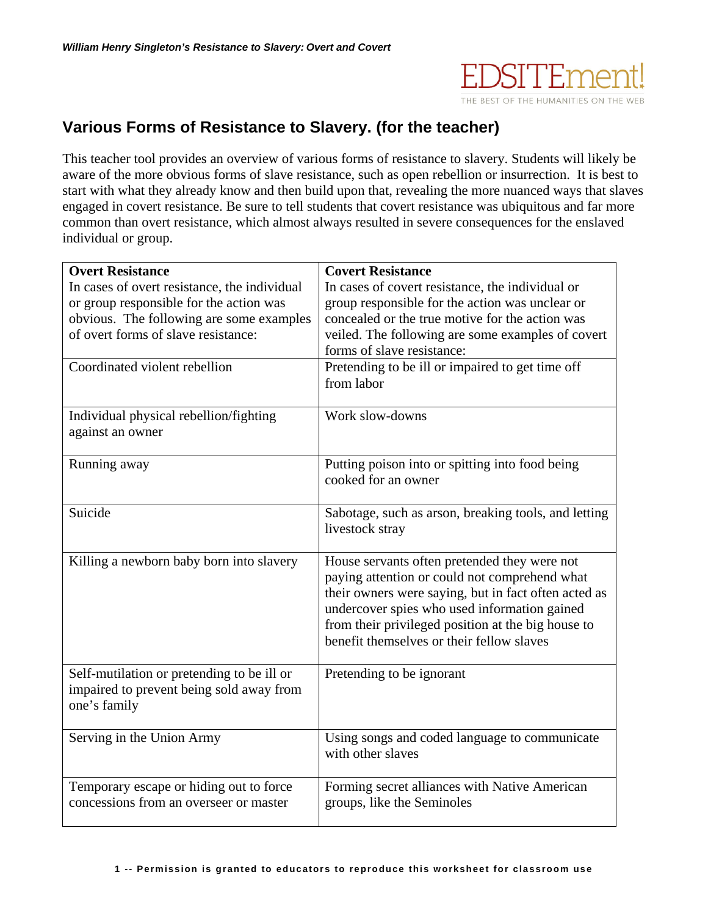# Various Forms of Resistance to Slavery. (for the teacher)

This teacher tool provides an overview of various forms of resistance to slavery. Students will likely be aware of the more obvious forms of slave resistance, such as open rebellion or insurrection. It is best to start with what they already know and then build upon that, revealing the more nuanced ways that slaves engaged in covert resistance. Be sure to tell students that covert resistance was ubiquitous and far more common than overt resistance, which almost always resulted in severe consequences for the enslaved individual or group.

| **Overt Resistance**<br>In cases of overt resistance, the individual or group responsible for the action was obvious. The following are some examples of overt forms of slave resistance: | **Covert Resistance**<br>In cases of covert resistance, the individual or group responsible for the action was unclear or concealed or the true motive for the action was veiled. The following are some examples of covert forms of slave resistance: |
|---|---|
| Coordinated violent rebellion | Pretending to be ill or impaired to get time off from labor |
| Individual physical rebellion/fighting against an owner | Work slow-downs |
| Running away | Putting poison into or spitting into food being cooked for an owner |
| Suicide | Sabotage, such as arson, breaking tools, and letting livestock stray |
| Killing a newborn baby born into slavery | House servants often pretended they were not paying attention or could not comprehend what their owners were saying, but in fact often acted as undercover spies who used information gained from their privileged position at the big house to benefit themselves or their fellow slaves |
| Self-mutilation or pretending to be ill or impaired to prevent being sold away from one's family | Pretending to be ignorant |
| Serving in the Union Army | Using songs and coded language to communicate with other slaves |
| Temporary escape or hiding out to force concessions from an overseer or master | Forming secret alliances with Native American groups, like the Seminoles |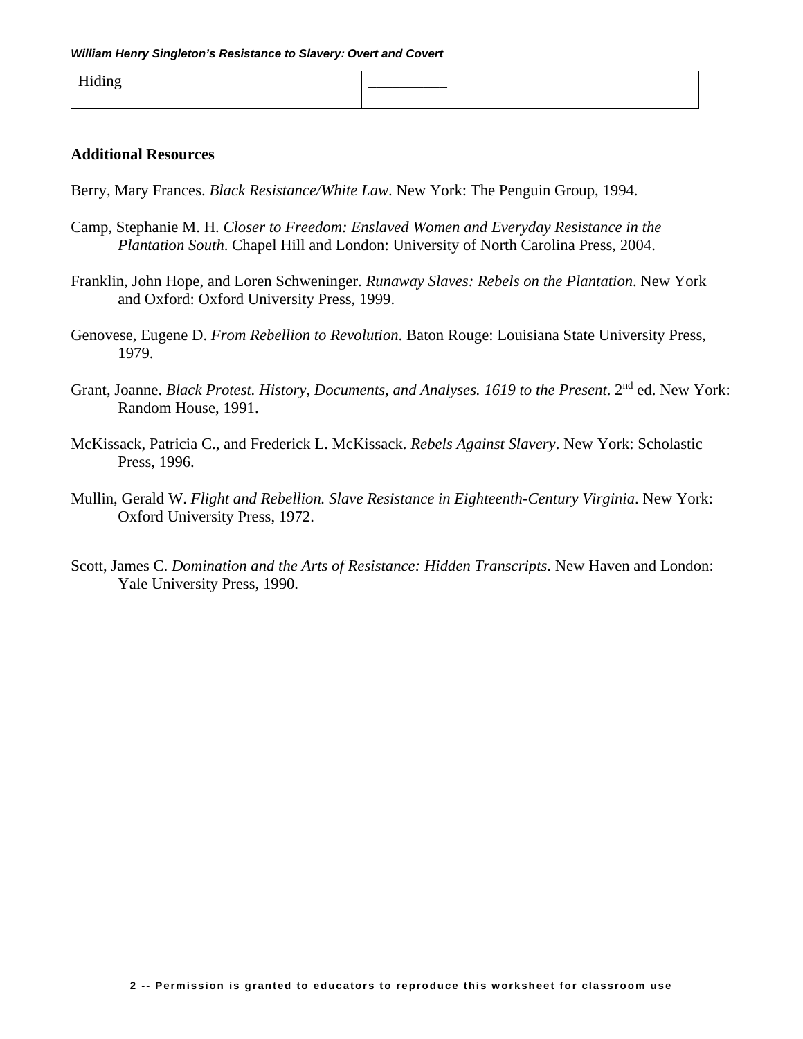| | |
|---|---|
| Hiding | __________ |

**Additional Resources**

Berry, Mary Frances. *Black Resistance/White Law*. New York: The Penguin Group, 1994.

Camp, Stephanie M. H. *Closer to Freedom: Enslaved Women and Everyday Resistance in the Plantation South*. Chapel Hill and London: University of North Carolina Press, 2004.

Franklin, John Hope, and Loren Schweninger. *Runaway Slaves: Rebels on the Plantation*. New York and Oxford: Oxford University Press, 1999.

Genovese, Eugene D. *From Rebellion to Revolution*. Baton Rouge: Louisiana State University Press, 1979.

Grant, Joanne. *Black Protest. History, Documents, and Analyses. 1619 to the Present*. 2nd ed. New York: Random House, 1991.

McKissack, Patricia C., and Frederick L. McKissack. *Rebels Against Slavery*. New York: Scholastic Press, 1996.

Mullin, Gerald W. *Flight and Rebellion. Slave Resistance in Eighteenth-Century Virginia*. New York: Oxford University Press, 1972.

Scott, James C. *Domination and the Arts of Resistance: Hidden Transcripts*. New Haven and London: Yale University Press, 1990.

Permission is granted to educators to reproduce this worksheet for classroom use